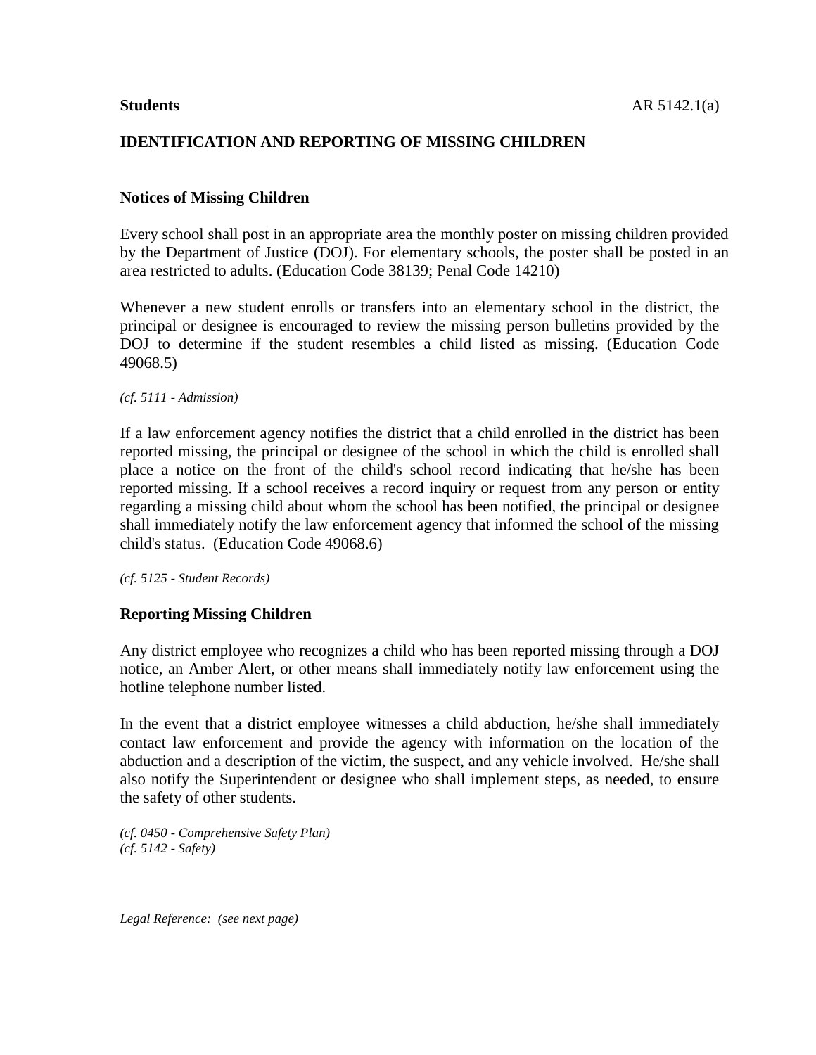**Students** AR 5142.1(a)

## IDENTIFICATION AND REPORTING OF MISSING CHILDREN

### Notices of Missing Children

Every school shall post in an appropriate area the monthly poster on missing children provided by the Department of Justice (DOJ). For elementary schools, the poster shall be posted in an area restricted to adults. (Education Code 38139; Penal Code 14210)

Whenever a new student enrolls or transfers into an elementary school in the district, the principal or designee is encouraged to review the missing person bulletins provided by the DOJ to determine if the student resembles a child listed as missing. (Education Code 49068.5)

*(cf. 5111 - Admission)*

If a law enforcement agency notifies the district that a child enrolled in the district has been reported missing, the principal or designee of the school in which the child is enrolled shall place a notice on the front of the child's school record indicating that he/she has been reported missing. If a school receives a record inquiry or request from any person or entity regarding a missing child about whom the school has been notified, the principal or designee shall immediately notify the law enforcement agency that informed the school of the missing child's status. (Education Code 49068.6)

*(cf. 5125 - Student Records)*

### Reporting Missing Children

Any district employee who recognizes a child who has been reported missing through a DOJ notice, an Amber Alert, or other means shall immediately notify law enforcement using the hotline telephone number listed.

In the event that a district employee witnesses a child abduction, he/she shall immediately contact law enforcement and provide the agency with information on the location of the abduction and a description of the victim, the suspect, and any vehicle involved. He/she shall also notify the Superintendent or designee who shall implement steps, as needed, to ensure the safety of other students.

*(cf. 0450 - Comprehensive Safety Plan)*
*(cf. 5142 - Safety)*

*Legal Reference: (see next page)*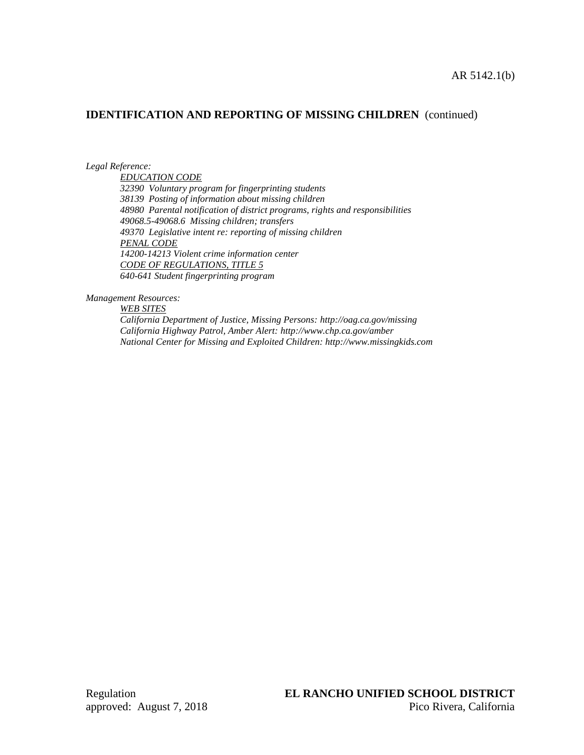AR 5142.1(b)

## IDENTIFICATION AND REPORTING OF MISSING CHILDREN (continued)

*Legal Reference:*

*EDUCATION CODE*
*32390 Voluntary program for fingerprinting students*
*38139 Posting of information about missing children*
*48980 Parental notification of district programs, rights and responsibilities*
*49068.5-49068.6 Missing children; transfers*
*49370 Legislative intent re: reporting of missing children*
*PENAL CODE*
*14200-14213 Violent crime information center*
*CODE OF REGULATIONS, TITLE 5*
*640-641 Student fingerprinting program*

*Management Resources:*

*WEB SITES*
*California Department of Justice, Missing Persons: http://oag.ca.gov/missing*
*California Highway Patrol, Amber Alert: http://www.chp.ca.gov/amber*
*National Center for Missing and Exploited Children: http://www.missingkids.com*

Regulation
approved: August 7, 2018

**EL RANCHO UNIFIED SCHOOL DISTRICT**
Pico Rivera, California